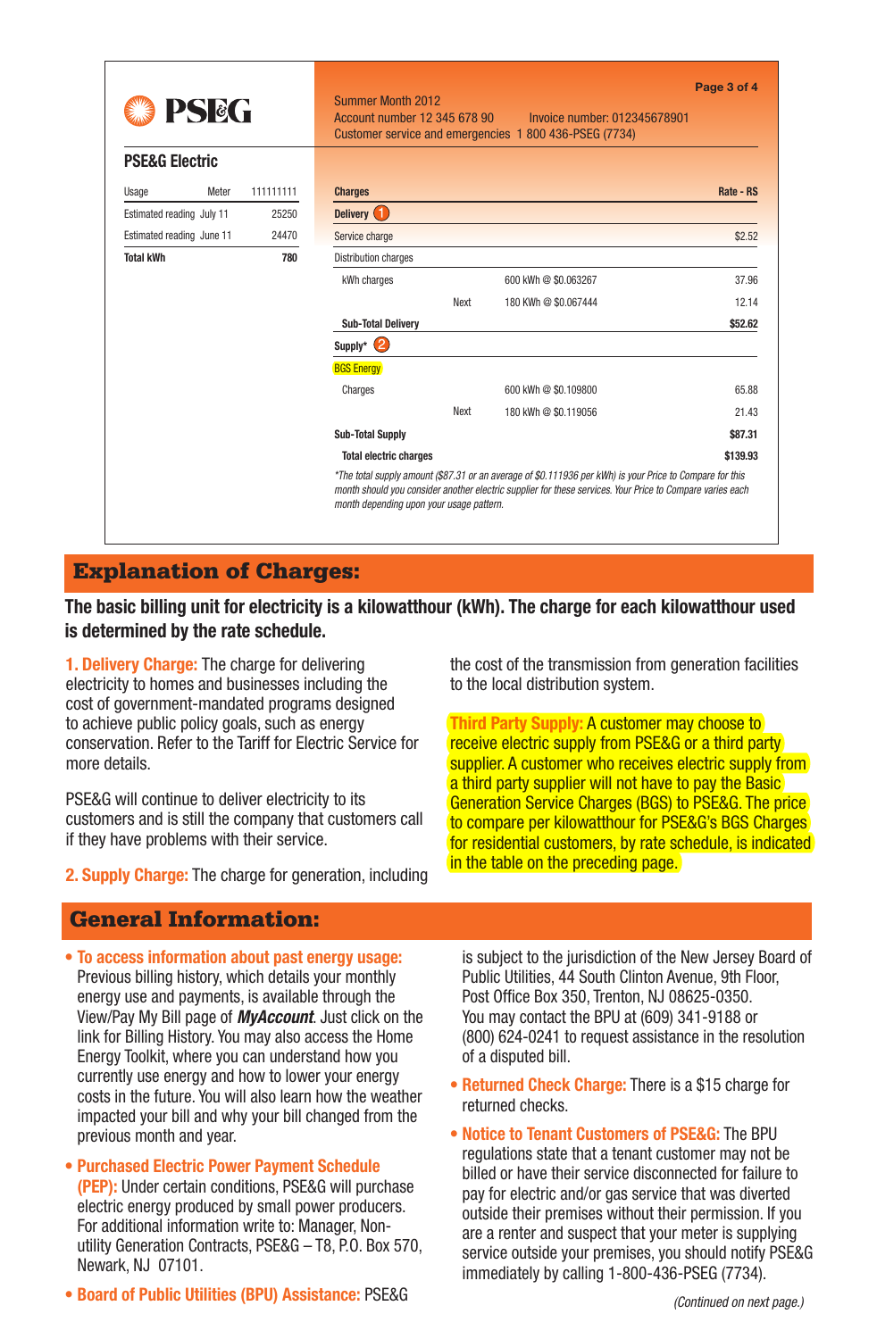**PSEG**

Summer Month 2012
Account number 12 345 678 90 Invoice number: 012345678901
Customer service and emergencies 1 800 436-PSEG (7734)

## PSE&G Electric

| Usage | Meter | 111111111 |
|---|---|---|
| Estimated reading | July 11 | 25250 |
| Estimated reading | June 11 | 24470 |
| **Total kWh** | | **780** |

| Charges | | | Rate - RS |
|---|---|---|---|
| **Delivery** 1 | | | |
| Service charge | | | $2.52 |
| Distribution charges | | | |
| kWh charges | | 600 kWh @ $0.063267 | 37.96 |
| | Next | 180 KWh @ $0.067444 | 12.14 |
| **Sub-Total Delivery** | | | **$52.62** |
| **Supply*** 2 | | | |
| BGS Energy | | | |
| Charges | | 600 kWh @ $0.109800 | 65.88 |
| | Next | 180 kWh @ $0.119056 | 21.43 |
| **Sub-Total Supply** | | | **$87.31** |
| **Total electric charges** | | | **$139.93** |

*\*The total supply amount ($87.31 or an average of $0.111936 per kWh) is your Price to Compare for this month should you consider another electric supplier for these services. Your Price to Compare varies each month depending upon your usage pattern.*

## Explanation of Charges:

**The basic billing unit for electricity is a kilowatthour (kWh). The charge for each kilowatthour used is determined by the rate schedule.**

**1. Delivery Charge:** The charge for delivering electricity to homes and businesses including the cost of government-mandated programs designed to achieve public policy goals, such as energy conservation. Refer to the Tariff for Electric Service for more details.

PSE&G will continue to deliver electricity to its customers and is still the company that customers call if they have problems with their service.

**2. Supply Charge:** The charge for generation, including the cost of the transmission from generation facilities to the local distribution system.

**Third Party Supply:** A customer may choose to receive electric supply from PSE&G or a third party supplier. A customer who receives electric supply from a third party supplier will not have to pay the Basic Generation Service Charges (BGS) to PSE&G. The price to compare per kilowatthour for PSE&G's BGS Charges for residential customers, by rate schedule, is indicated in the table on the preceding page.

## General Information:

- **To access information about past energy usage:** Previous billing history, which details your monthly energy use and payments, is available through the View/Pay My Bill page of ***MyAccount***. Just click on the link for Billing History. You may also access the Home Energy Toolkit, where you can understand how you currently use energy and how to lower your energy costs in the future. You will also learn how the weather impacted your bill and why your bill changed from the previous month and year.
- **Purchased Electric Power Payment Schedule (PEP):** Under certain conditions, PSE&G will purchase electric energy produced by small power producers. For additional information write to: Manager, Non-utility Generation Contracts, PSE&G – T8, P.O. Box 570, Newark, NJ 07101.
- **Board of Public Utilities (BPU) Assistance:** PSE&G is subject to the jurisdiction of the New Jersey Board of Public Utilities, 44 South Clinton Avenue, 9th Floor, Post Office Box 350, Trenton, NJ 08625-0350. You may contact the BPU at (609) 341-9188 or (800) 624-0241 to request assistance in the resolution of a disputed bill.
- **Returned Check Charge:** There is a $15 charge for returned checks.
- **Notice to Tenant Customers of PSE&G:** The BPU regulations state that a tenant customer may not be billed or have their service disconnected for failure to pay for electric and/or gas service that was diverted outside their premises without their permission. If you are a renter and suspect that your meter is supplying service outside your premises, you should notify PSE&G immediately by calling 1-800-436-PSEG (7734).

*(Continued on next page.)*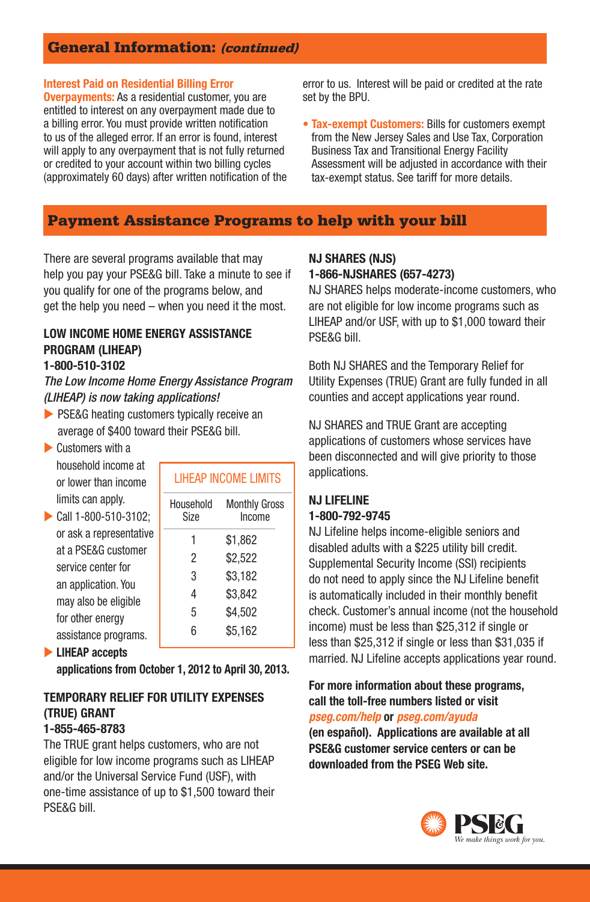## General Information: *(continued)*

**Interest Paid on Residential Billing Error Overpayments:** As a residential customer, you are entitled to interest on any overpayment made due to a billing error. You must provide written notification to us of the alleged error. If an error is found, interest will apply to any overpayment that is not fully returned or credited to your account within two billing cycles (approximately 60 days) after written notification of the error to us. Interest will be paid or credited at the rate set by the BPU.

- **Tax-exempt Customers:** Bills for customers exempt from the New Jersey Sales and Use Tax, Corporation Business Tax and Transitional Energy Facility Assessment will be adjusted in accordance with their tax-exempt status. See tariff for more details.

## Payment Assistance Programs to help with your bill

There are several programs available that may help you pay your PSE&G bill. Take a minute to see if you qualify for one of the programs below, and get the help you need – when you need it the most.

### LOW INCOME HOME ENERGY ASSISTANCE PROGRAM (LIHEAP)
**1-800-510-3102**

*The Low Income Home Energy Assistance Program (LIHEAP) is now taking applications!*

- PSE&G heating customers typically receive an average of $400 toward their PSE&G bill.
- Customers with a household income at or lower than income limits can apply.
- Call 1-800-510-3102; or ask a representative at a PSE&G customer service center for an application. You may also be eligible for other energy assistance programs.
- **LIHEAP accepts applications from October 1, 2012 to April 30, 2013.**

LIHEAP INCOME LIMITS

| Household Size | Monthly Gross Income |
|---|---|
| 1 | $1,862 |
| 2 | $2,522 |
| 3 | $3,182 |
| 4 | $3,842 |
| 5 | $4,502 |
| 6 | $5,162 |

### TEMPORARY RELIEF FOR UTILITY EXPENSES (TRUE) GRANT
**1-855-465-8783**

The TRUE grant helps customers, who are not eligible for low income programs such as LIHEAP and/or the Universal Service Fund (USF), with one-time assistance of up to $1,500 toward their PSE&G bill.

### NJ SHARES (NJS)
**1-866-NJSHARES (657-4273)**

NJ SHARES helps moderate-income customers, who are not eligible for low income programs such as LIHEAP and/or USF, with up to $1,000 toward their PSE&G bill.

Both NJ SHARES and the Temporary Relief for Utility Expenses (TRUE) Grant are fully funded in all counties and accept applications year round.

NJ SHARES and TRUE Grant are accepting applications of customers whose services have been disconnected and will give priority to those applications.

### NJ LIFELINE
**1-800-792-9745**

NJ Lifeline helps income-eligible seniors and disabled adults with a $225 utility bill credit. Supplemental Security Income (SSI) recipients do not need to apply since the NJ Lifeline benefit is automatically included in their monthly benefit check. Customer's annual income (not the household income) must be less than $25,312 if single or less than $25,312 if single or less than $31,035 if married. NJ Lifeline accepts applications year round.

**For more information about these programs, call the toll-free numbers listed or visit *pseg.com/help* or *pseg.com/ayuda* (en español). Applications are available at all PSE&G customer service centers or can be downloaded from the PSEG Web site.**

PSEG
*We make things work for you.*